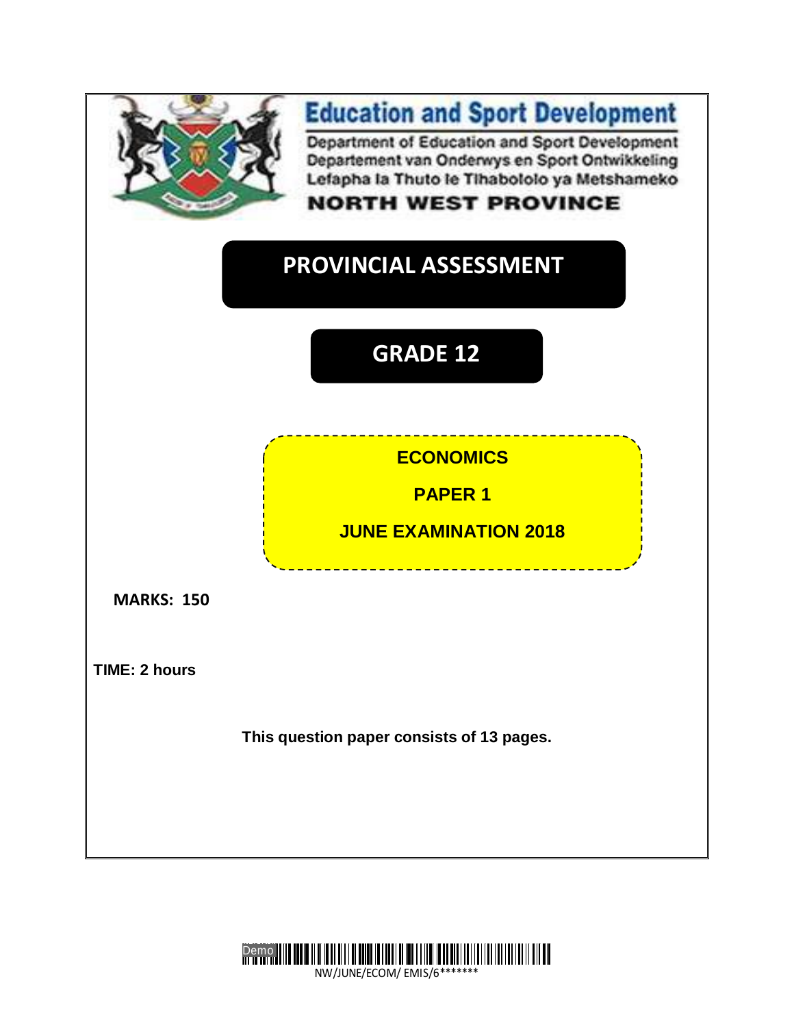# Education and Sport Development

Department of Education and Sport Development
Departement van Onderwys en Sport Ontwikkeling
Lefapha la Thuto le Tlhabololo ya Metshameko

**NORTH WEST PROVINCE**

# PROVINCIAL ASSESSMENT

## GRADE 12

**ECONOMICS**

**PAPER 1**

**JUNE EXAMINATION 2018**

**MARKS: 150**

**TIME: 2 hours**

**This question paper consists of 13 pages.**

NW/JUNE/ECOM/ EMIS/6*******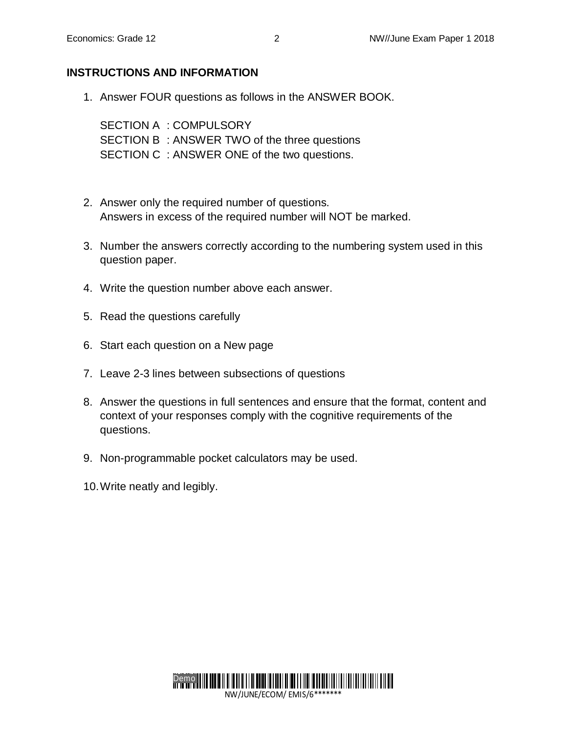## INSTRUCTIONS AND INFORMATION

1. Answer FOUR questions as follows in the ANSWER BOOK.

   SECTION A : COMPULSORY
   SECTION B : ANSWER TWO of the three questions
   SECTION C : ANSWER ONE of the two questions.

2. Answer only the required number of questions.
   Answers in excess of the required number will NOT be marked.

3. Number the answers correctly according to the numbering system used in this question paper.

4. Write the question number above each answer.

5. Read the questions carefully

6. Start each question on a New page

7. Leave 2-3 lines between subsections of questions

8. Answer the questions in full sentences and ensure that the format, content and context of your responses comply with the cognitive requirements of the questions.

9. Non-programmable pocket calculators may be used.

10. Write neatly and legibly.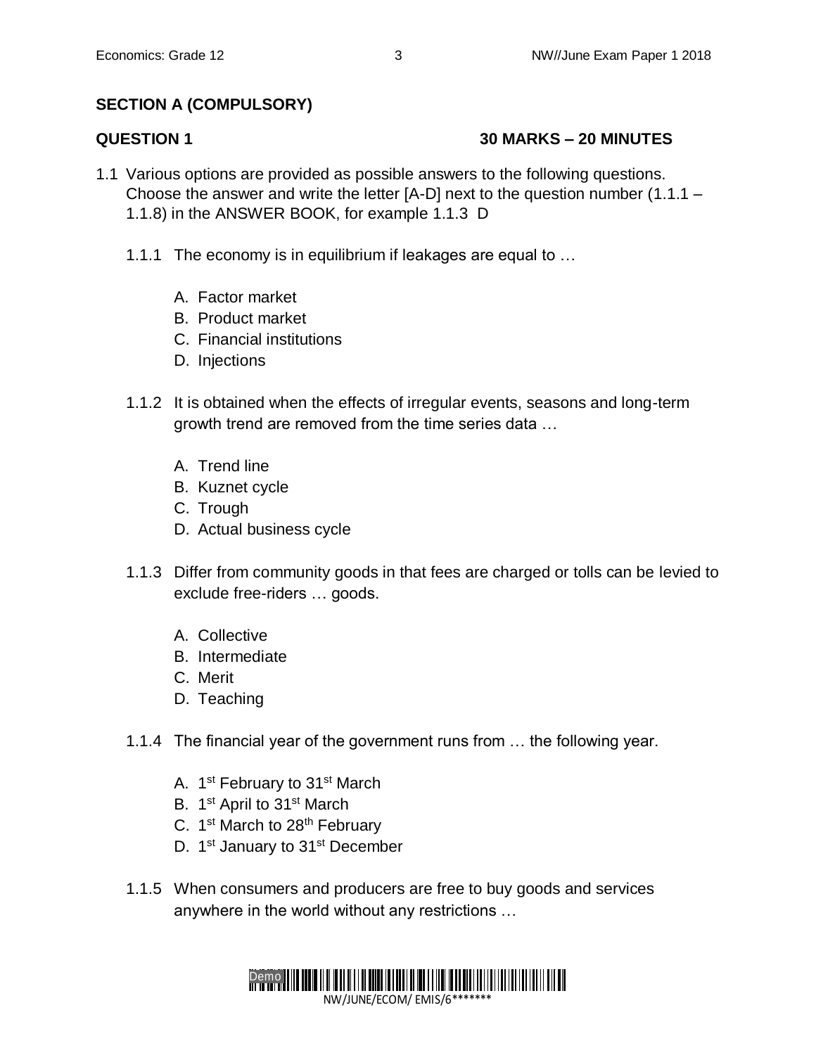## SECTION A (COMPULSORY)

**QUESTION 1** **30 MARKS – 20 MINUTES**

1.1 Various options are provided as possible answers to the following questions. Choose the answer and write the letter [A-D] next to the question number (1.1.1 – 1.1.8) in the ANSWER BOOK, for example 1.1.3 D

1.1.1 The economy is in equilibrium if leakages are equal to …

   A. Factor market
   B. Product market
   C. Financial institutions
   D. Injections

1.1.2 It is obtained when the effects of irregular events, seasons and long-term growth trend are removed from the time series data …

   A. Trend line
   B. Kuznet cycle
   C. Trough
   D. Actual business cycle

1.1.3 Differ from community goods in that fees are charged or tolls can be levied to exclude free-riders … goods.

   A. Collective
   B. Intermediate
   C. Merit
   D. Teaching

1.1.4 The financial year of the government runs from … the following year.

   A. 1st February to 31st March
   B. 1st April to 31st March
   C. 1st March to 28th February
   D. 1st January to 31st December

1.1.5 When consumers and producers are free to buy goods and services anywhere in the world without any restrictions …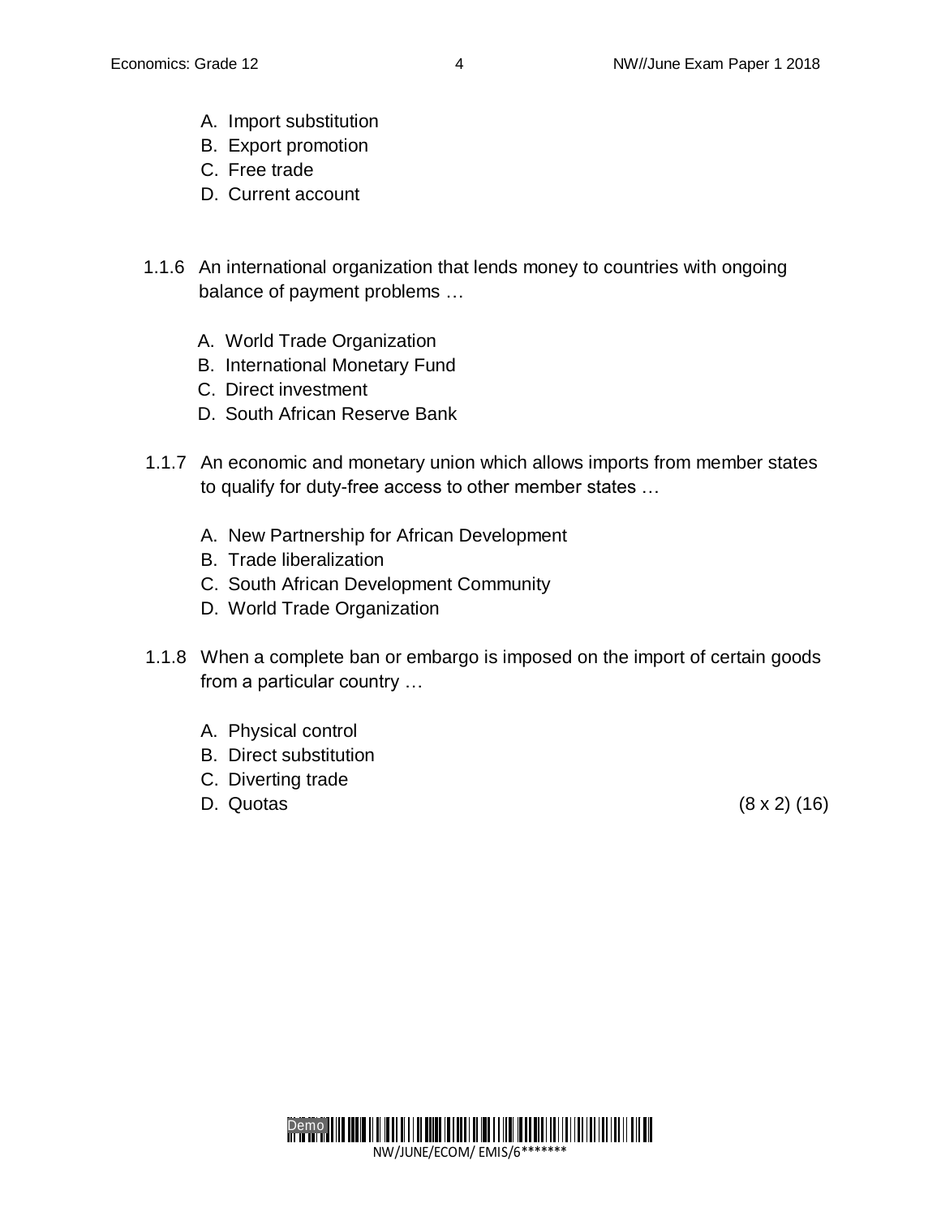A. Import substitution
B. Export promotion
C. Free trade
D. Current account

1.1.6 An international organization that lends money to countries with ongoing balance of payment problems …

A. World Trade Organization
B. International Monetary Fund
C. Direct investment
D. South African Reserve Bank

1.1.7 An economic and monetary union which allows imports from member states to qualify for duty-free access to other member states …

A. New Partnership for African Development
B. Trade liberalization
C. South African Development Community
D. World Trade Organization

1.1.8 When a complete ban or embargo is imposed on the import of certain goods from a particular country …

A. Physical control
B. Direct substitution
C. Diverting trade
D. Quotas (8 x 2) (16)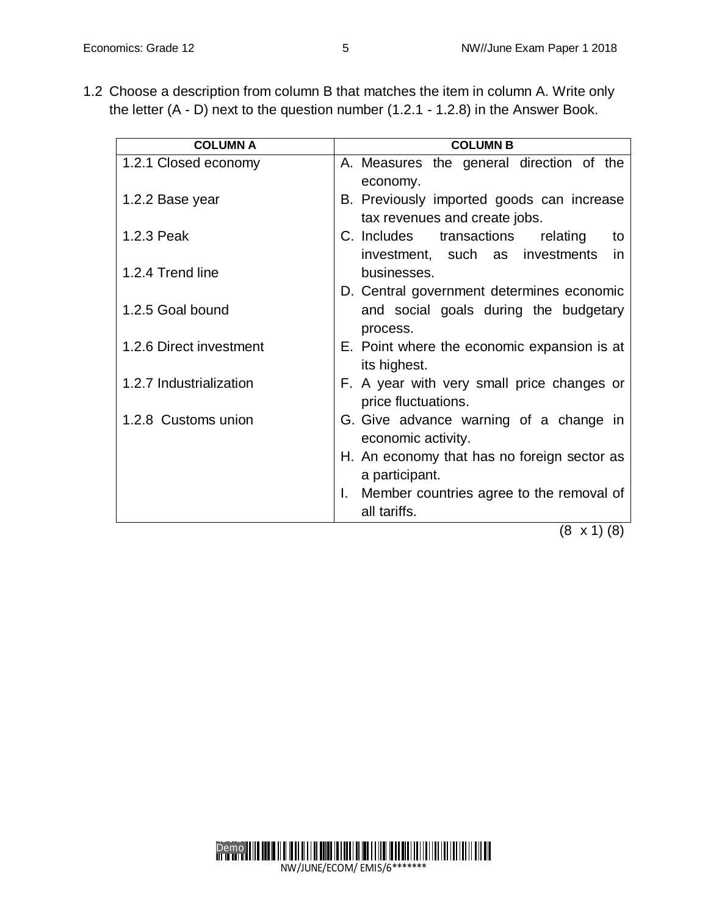1.2 Choose a description from column B that matches the item in column A. Write only the letter (A - D) next to the question number (1.2.1 - 1.2.8) in the Answer Book.

| COLUMN A | COLUMN B |
|---|---|
| 1.2.1 Closed economy | A. Measures the general direction of the economy. |
| 1.2.2 Base year | B. Previously imported goods can increase tax revenues and create jobs. |
| 1.2.3 Peak | C. Includes transactions relating to investment, such as investments in businesses. |
| 1.2.4 Trend line | D. Central government determines economic and social goals during the budgetary process. |
| 1.2.5 Goal bound | E. Point where the economic expansion is at its highest. |
| 1.2.6 Direct investment | F. A year with very small price changes or price fluctuations. |
| 1.2.7 Industrialization | G. Give advance warning of a change in economic activity. |
| 1.2.8 Customs union | H. An economy that has no foreign sector as a participant. |
| | I. Member countries agree to the removal of all tariffs. |

(8 x 1) (8)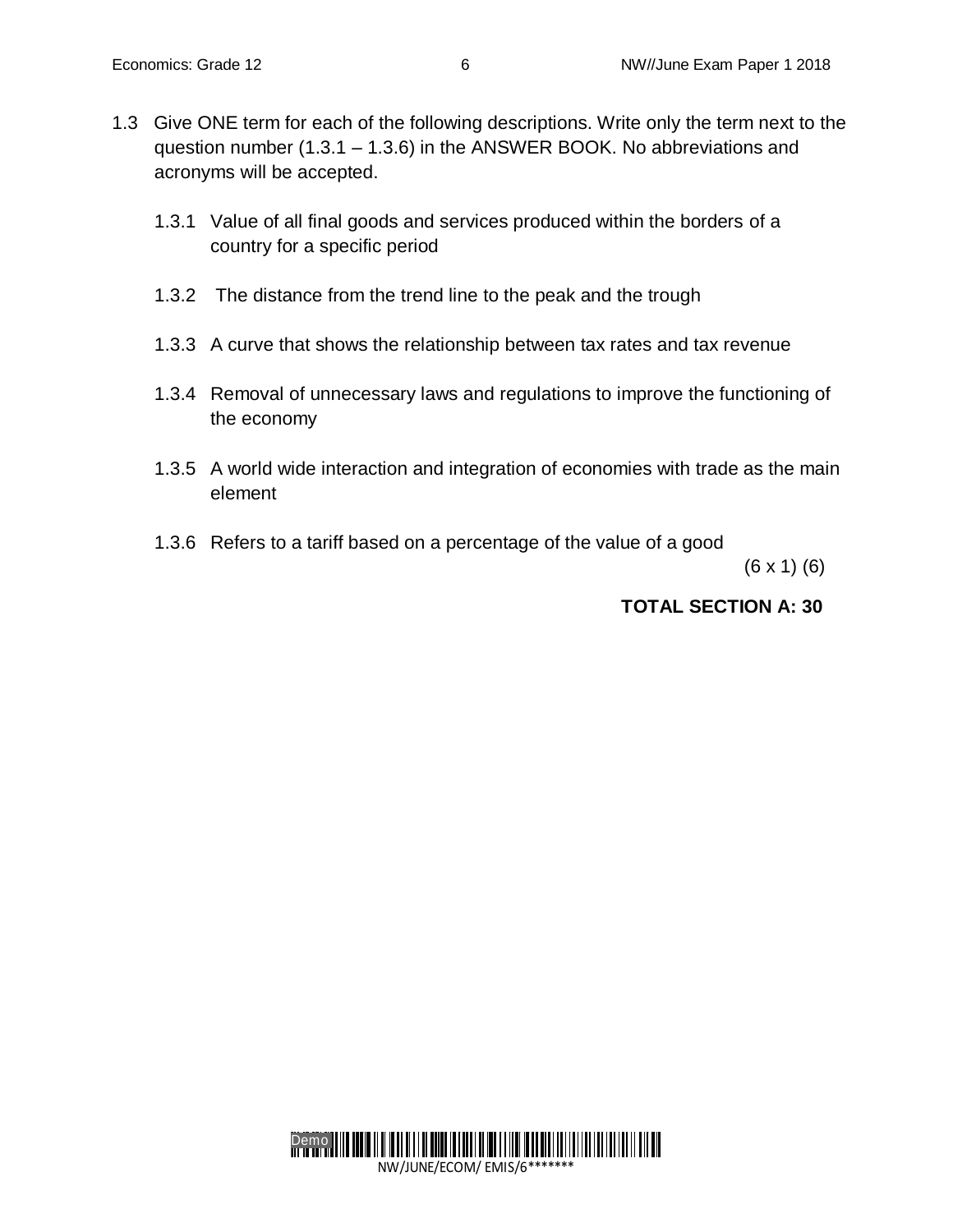1.3 Give ONE term for each of the following descriptions. Write only the term next to the question number (1.3.1 – 1.3.6) in the ANSWER BOOK. No abbreviations and acronyms will be accepted.

1.3.1 Value of all final goods and services produced within the borders of a country for a specific period

1.3.2 The distance from the trend line to the peak and the trough

1.3.3 A curve that shows the relationship between tax rates and tax revenue

1.3.4 Removal of unnecessary laws and regulations to improve the functioning of the economy

1.3.5 A world wide interaction and integration of economies with trade as the main element

1.3.6 Refers to a tariff based on a percentage of the value of a good

(6 x 1) (6)

**TOTAL SECTION A: 30**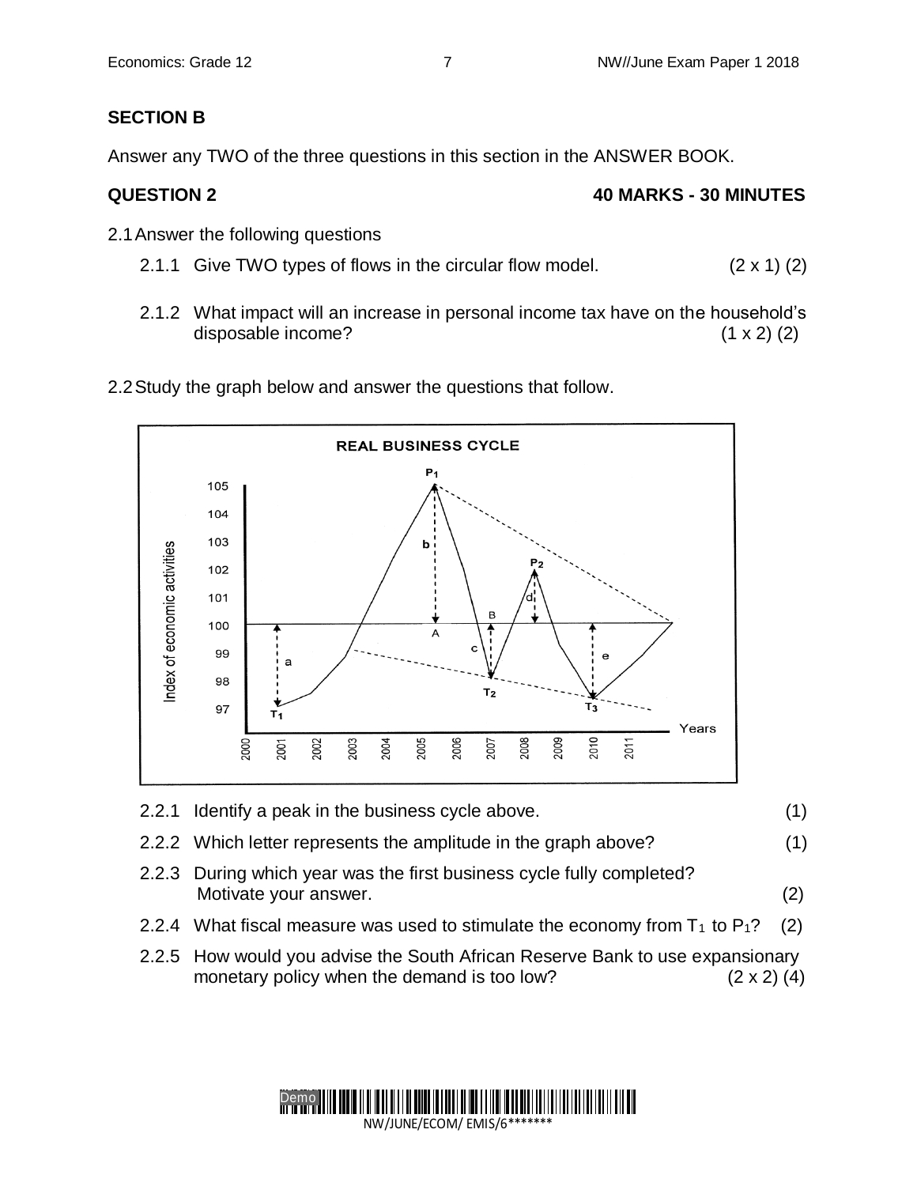## SECTION B

Answer any TWO of the three questions in this section in the ANSWER BOOK.

### QUESTION 2 — 40 MARKS - 30 MINUTES

2.1 Answer the following questions

- 2.1.1 Give TWO types of flows in the circular flow model. (2 x 1) (2)
- 2.1.2 What impact will an increase in personal income tax have on the household's disposable income? (1 x 2) (2)

2.2 Study the graph below and answer the questions that follow.

- 2.2.1 Identify a peak in the business cycle above. (1)
- 2.2.2 Which letter represents the amplitude in the graph above? (1)
- 2.2.3 During which year was the first business cycle fully completed? Motivate your answer. (2)
- 2.2.4 What fiscal measure was used to stimulate the economy from $T_1$ to $P_1$? (2)
- 2.2.5 How would you advise the South African Reserve Bank to use expansionary monetary policy when the demand is too low? (2 x 2) (4)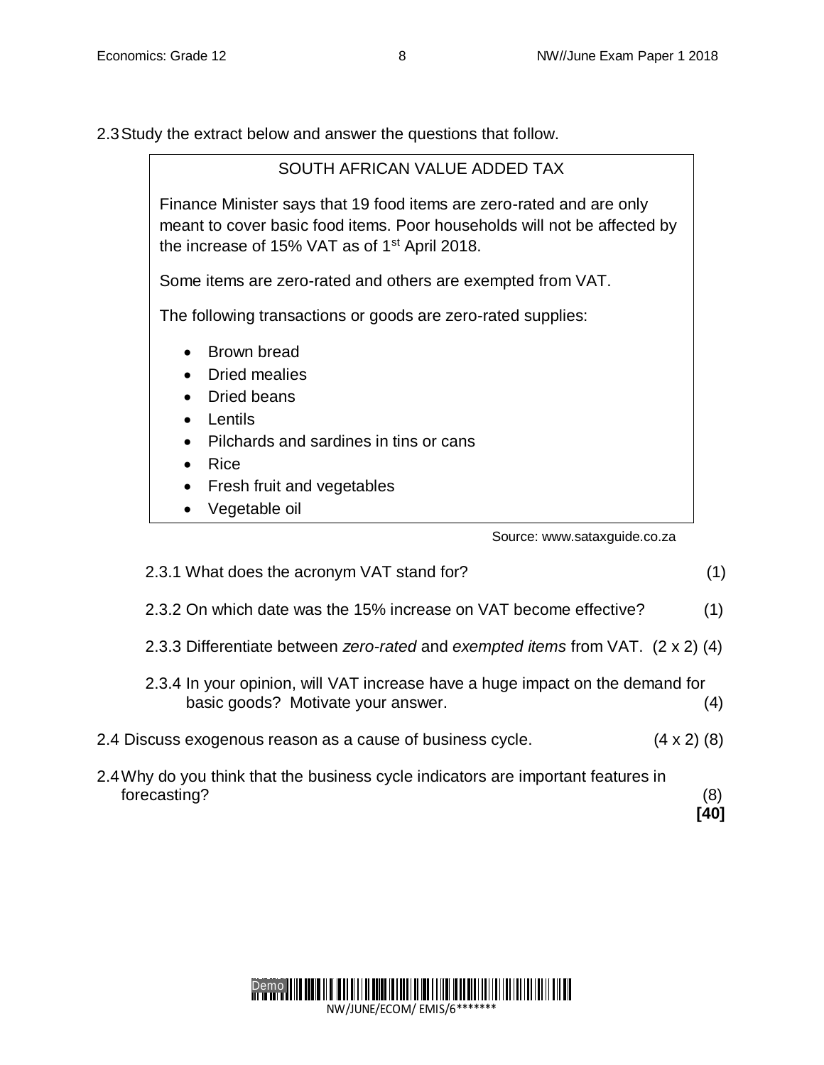2.3 Study the extract below and answer the questions that follow.

> SOUTH AFRICAN VALUE ADDED TAX
>
> Finance Minister says that 19 food items are zero-rated and are only meant to cover basic food items. Poor households will not be affected by the increase of 15% VAT as of 1st April 2018.
>
> Some items are zero-rated and others are exempted from VAT.
>
> The following transactions or goods are zero-rated supplies:
>
> - Brown bread
> - Dried mealies
> - Dried beans
> - Lentils
> - Pilchards and sardines in tins or cans
> - Rice
> - Fresh fruit and vegetables
> - Vegetable oil

Source: www.sataxguide.co.za

2.3.1 What does the acronym VAT stand for? (1)

2.3.2 On which date was the 15% increase on VAT become effective? (1)

2.3.3 Differentiate between *zero-rated* and *exempted items* from VAT. (2 x 2) (4)

2.3.4 In your opinion, will VAT increase have a huge impact on the demand for basic goods? Motivate your answer. (4)

2.4 Discuss exogenous reason as a cause of business cycle. (4 x 2) (8)

2.4 Why do you think that the business cycle indicators are important features in forecasting? (8)

**[40]**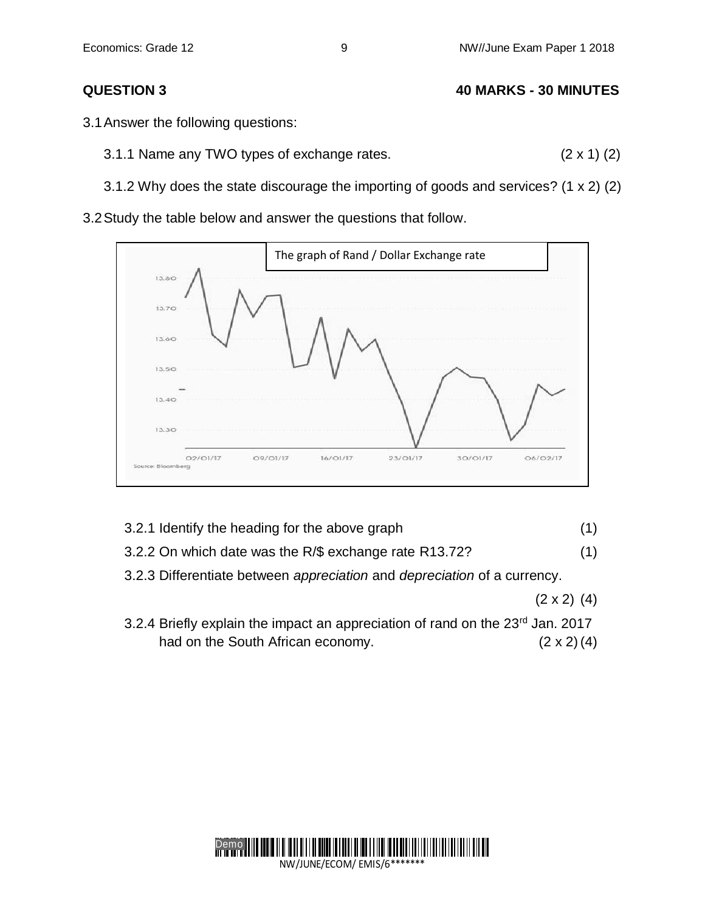## QUESTION 3 — 40 MARKS - 30 MINUTES

3.1 Answer the following questions:

3.1.1 Name any TWO types of exchange rates. (2 x 1) (2)

3.1.2 Why does the state discourage the importing of goods and services? (1 x 2) (2)

3.2 Study the table below and answer the questions that follow.

The graph of Rand / Dollar Exchange rate

13.80
13.70
13.60
13.50
13.40
13.30

02/01/17 09/01/17 16/01/17 23/01/17 30/01/17 06/02/17

Source: Bloomberg

3.2.1 Identify the heading for the above graph (1)

3.2.2 On which date was the R/$ exchange rate R13.72? (1)

3.2.3 Differentiate between *appreciation* and *depreciation* of a currency. (2 x 2) (4)

3.2.4 Briefly explain the impact an appreciation of rand on the 23rd Jan. 2017 had on the South African economy. (2 x 2) (4)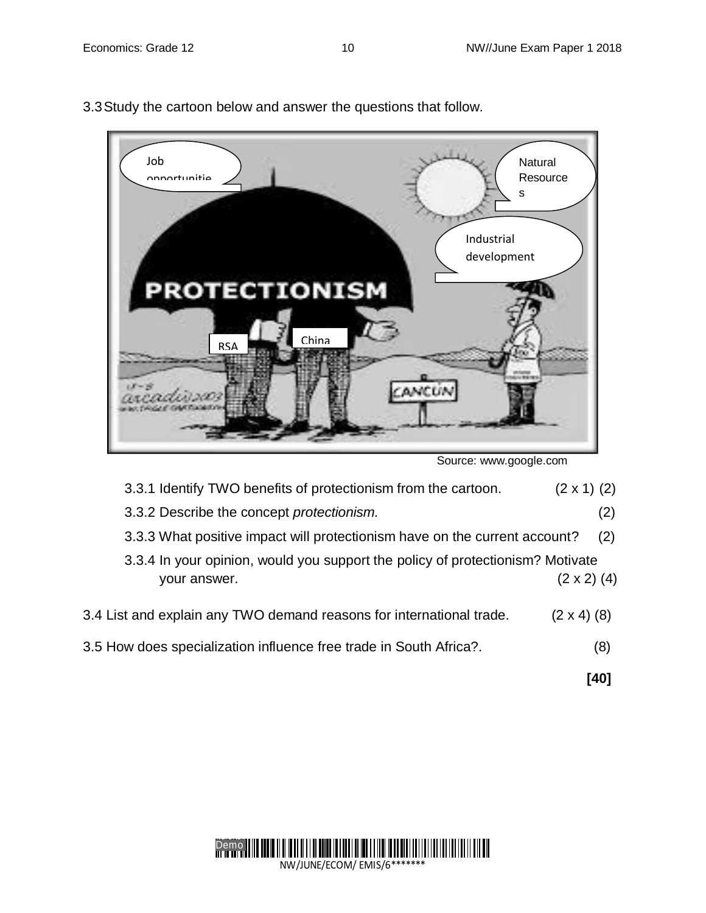3.3 Study the cartoon below and answer the questions that follow.

Source: www.google.com

3.3.1 Identify TWO benefits of protectionism from the cartoon. (2 x 1) (2)

3.3.2 Describe the concept *protectionism.* (2)

3.3.3 What positive impact will protectionism have on the current account? (2)

3.3.4 In your opinion, would you support the policy of protectionism? Motivate your answer. (2 x 2) (4)

3.4 List and explain any TWO demand reasons for international trade. (2 x 4) (8)

3.5 How does specialization influence free trade in South Africa?. (8)

**[40]**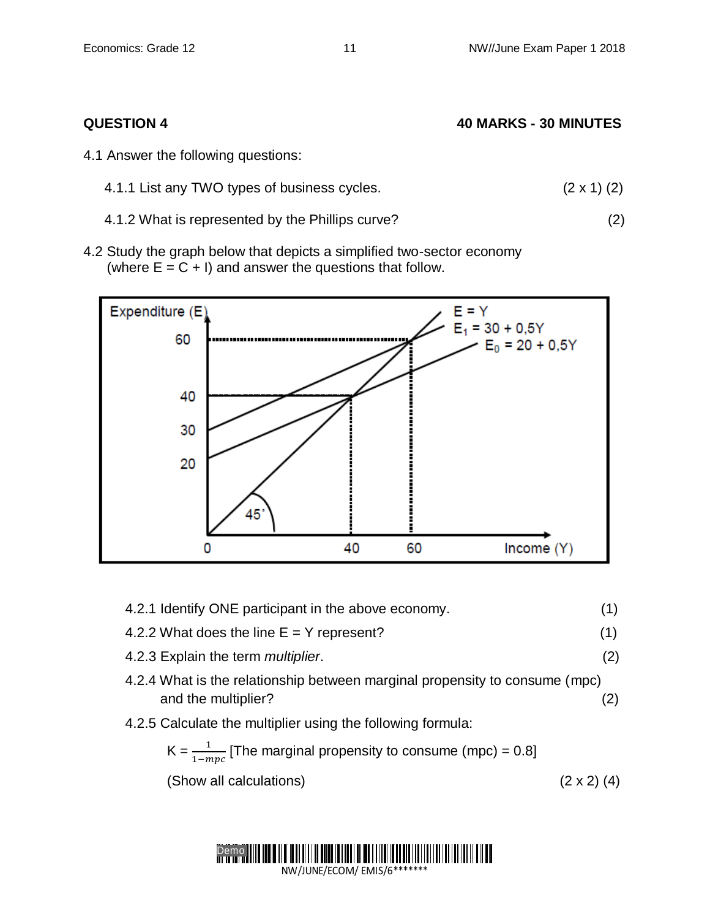**QUESTION 4** **40 MARKS - 30 MINUTES**

4.1 Answer the following questions:

4.1.1 List any TWO types of business cycles. (2 x 1) (2)

4.1.2 What is represented by the Phillips curve? (2)

4.2 Study the graph below that depicts a simplified two-sector economy (where E = C + I) and answer the questions that follow.

4.2.1 Identify ONE participant in the above economy. (1)

4.2.2 What does the line E = Y represent? (1)

4.2.3 Explain the term *multiplier*. (2)

4.2.4 What is the relationship between marginal propensity to consume (mpc) and the multiplier? (2)

4.2.5 Calculate the multiplier using the following formula:

$K = \frac{1}{1-mpc}$ [The marginal propensity to consume (mpc) = 0.8]

(Show all calculations) (2 x 2) (4)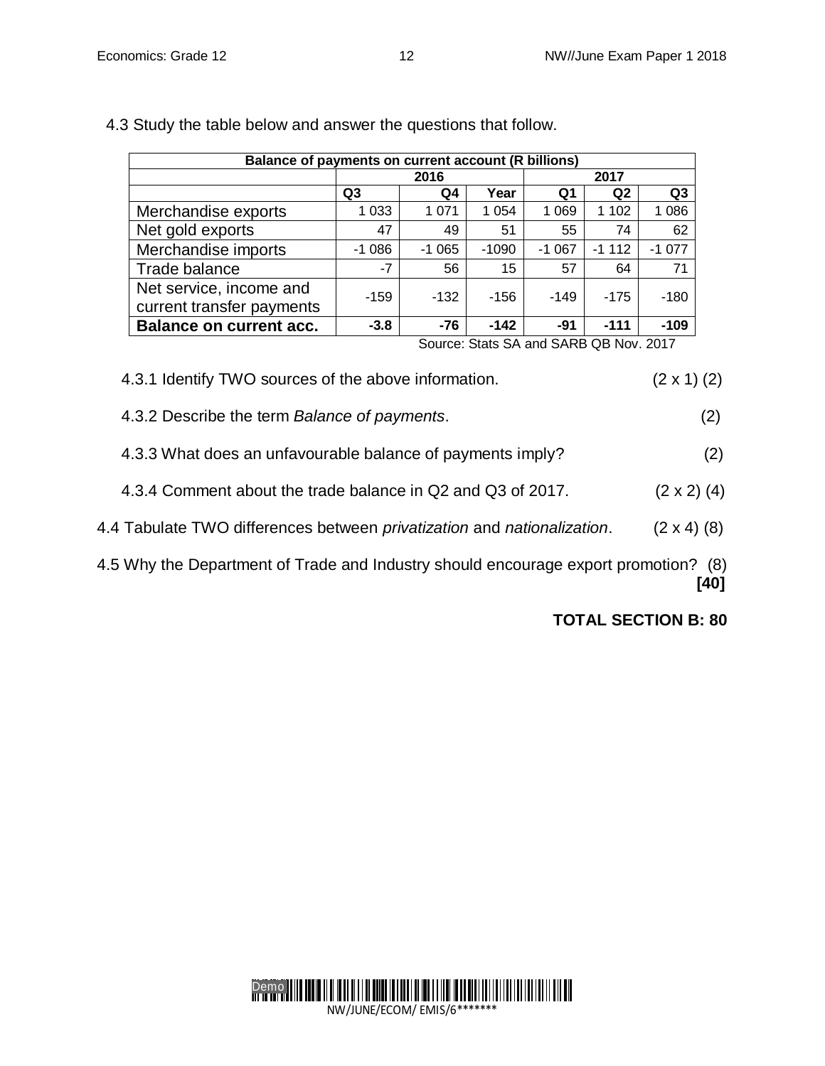4.3 Study the table below and answer the questions that follow.

| Balance of payments on current account (R billions) | | | | | | |
|---|---|---|---|---|---|---|
| | 2016 | | | 2017 | | |
| | Q3 | Q4 | Year | Q1 | Q2 | Q3 |
| Merchandise exports | 1 033 | 1 071 | 1 054 | 1 069 | 1 102 | 1 086 |
| Net gold exports | 47 | 49 | 51 | 55 | 74 | 62 |
| Merchandise imports | -1 086 | -1 065 | -1090 | -1 067 | -1 112 | -1 077 |
| Trade balance | -7 | 56 | 15 | 57 | 64 | 71 |
| Net service, income and current transfer payments | -159 | -132 | -156 | -149 | -175 | -180 |
| **Balance on current acc.** | **-3.8** | **-76** | **-142** | **-91** | **-111** | **-109** |

Source: Stats SA and SARB QB Nov. 2017

4.3.1 Identify TWO sources of the above information. (2 x 1) (2)

4.3.2 Describe the term *Balance of payments*. (2)

4.3.3 What does an unfavourable balance of payments imply? (2)

4.3.4 Comment about the trade balance in Q2 and Q3 of 2017. (2 x 2) (4)

4.4 Tabulate TWO differences between *privatization* and *nationalization*. (2 x 4) (8)

4.5 Why the Department of Trade and Industry should encourage export promotion? (8)

**[40]**

**TOTAL SECTION B: 80**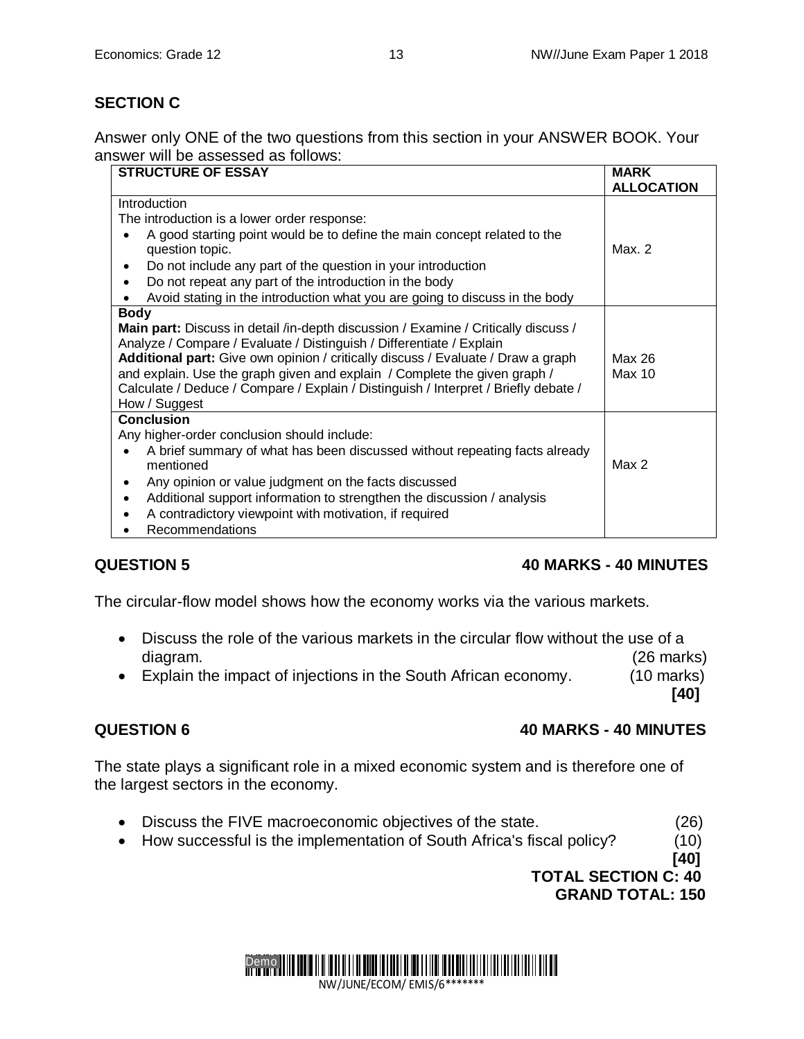## SECTION C

Answer only ONE of the two questions from this section in your ANSWER BOOK. Your answer will be assessed as follows:

| STRUCTURE OF ESSAY | MARK ALLOCATION |
|---|---|
| Introduction<br>The introduction is a lower order response:<br>• A good starting point would be to define the main concept related to the question topic.<br>• Do not include any part of the question in your introduction<br>• Do not repeat any part of the introduction in the body<br>• Avoid stating in the introduction what you are going to discuss in the body | Max. 2 |
| **Body**<br>**Main part:** Discuss in detail /in-depth discussion / Examine / Critically discuss / Analyze / Compare / Evaluate / Distinguish / Differentiate / Explain<br>**Additional part:** Give own opinion / critically discuss / Evaluate / Draw a graph and explain. Use the graph given and explain / Complete the given graph / Calculate / Deduce / Compare / Explain / Distinguish / Interpret / Briefly debate / How / Suggest | Max 26<br>Max 10 |
| **Conclusion**<br>Any higher-order conclusion should include:<br>• A brief summary of what has been discussed without repeating facts already mentioned<br>• Any opinion or value judgment on the facts discussed<br>• Additional support information to strengthen the discussion / analysis<br>• A contradictory viewpoint with motivation, if required<br>• Recommendations | Max 2 |

### QUESTION 5 — 40 MARKS - 40 MINUTES

The circular-flow model shows how the economy works via the various markets.

- Discuss the role of the various markets in the circular flow without the use of a diagram. (26 marks)
- Explain the impact of injections in the South African economy. (10 marks)

**[40]**

### QUESTION 6 — 40 MARKS - 40 MINUTES

The state plays a significant role in a mixed economic system and is therefore one of the largest sectors in the economy.

- Discuss the FIVE macroeconomic objectives of the state. (26)
- How successful is the implementation of South Africa's fiscal policy? (10)

**[40]**

**TOTAL SECTION C: 40**

**GRAND TOTAL: 150**